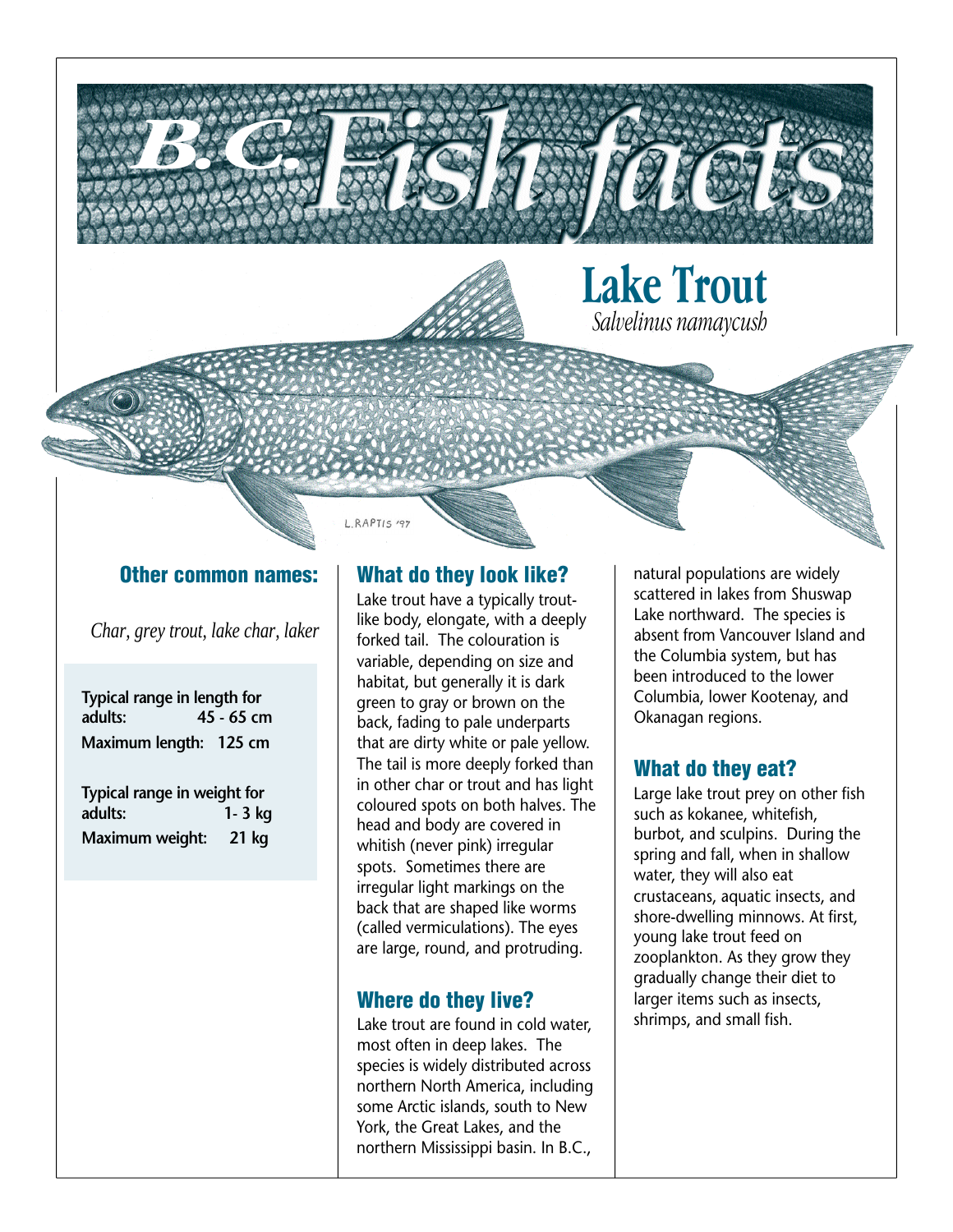# B.C. Fish facts

## Lake Trout

*Salvelinus namaycush*

L.RAPTIS '97

### Other common names:

*Char, grey trout, lake char, laker*

**Typical range in length for adults:** 45 - 65 cm

**Maximum length:** 125 cm

**Typical range in weight for adults:** 1- 3 kg

**Maximum weight:** 21 kg

### What do they look like?

Lake trout have a typically trout-like body, elongate, with a deeply forked tail. The colouration is variable, depending on size and habitat, but generally it is dark green to gray or brown on the back, fading to pale underparts that are dirty white or pale yellow. The tail is more deeply forked than in other char or trout and has light coloured spots on both halves. The head and body are covered in whitish (never pink) irregular spots. Sometimes there are irregular light markings on the back that are shaped like worms (called vermiculations). The eyes are large, round, and protruding.

### Where do they live?

Lake trout are found in cold water, most often in deep lakes. The species is widely distributed across northern North America, including some Arctic islands, south to New York, the Great Lakes, and the northern Mississippi basin. In B.C., natural populations are widely scattered in lakes from Shuswap Lake northward. The species is absent from Vancouver Island and the Columbia system, but has been introduced to the lower Columbia, lower Kootenay, and Okanagan regions.

### What do they eat?

Large lake trout prey on other fish such as kokanee, whitefish, burbot, and sculpins. During the spring and fall, when in shallow water, they will also eat crustaceans, aquatic insects, and shore-dwelling minnows. At first, young lake trout feed on zooplankton. As they grow they gradually change their diet to larger items such as insects, shrimps, and small fish.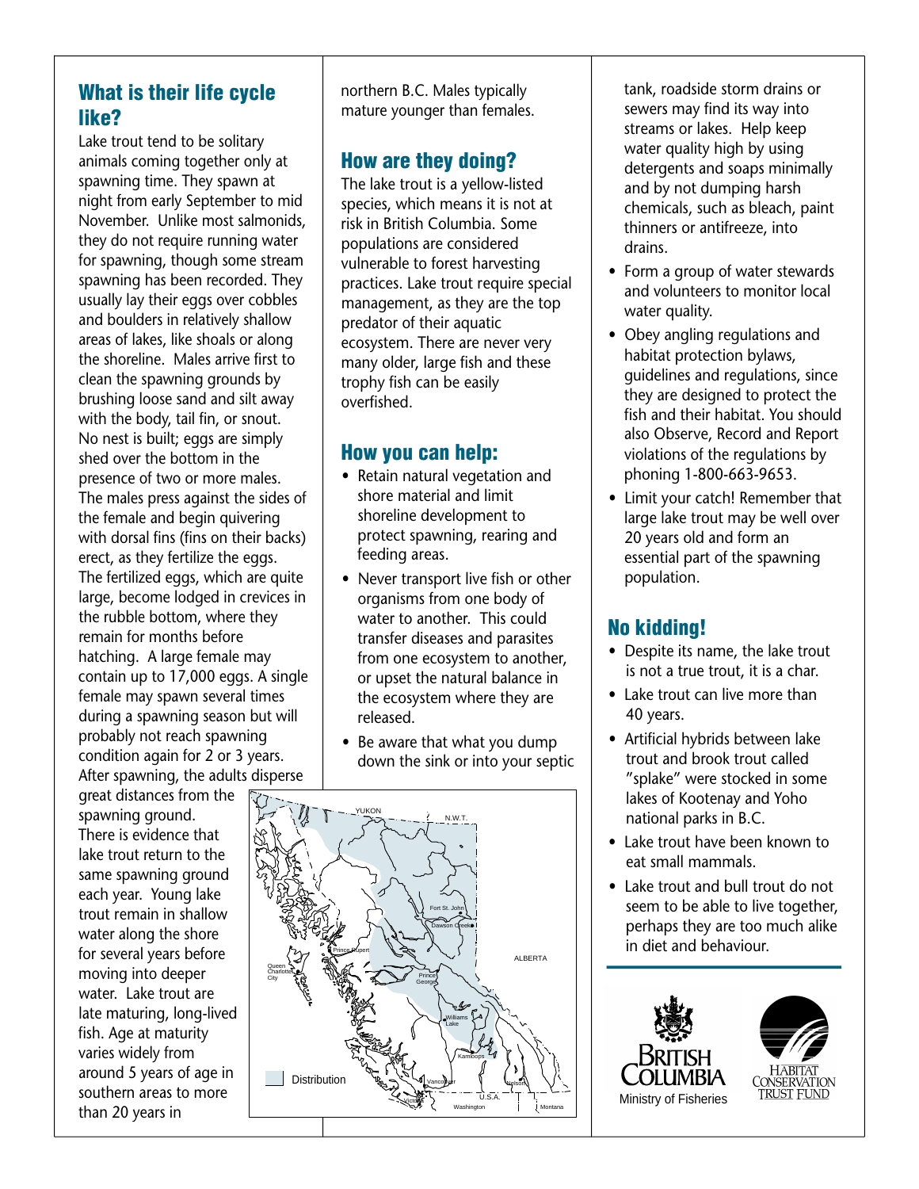## What is their life cycle like?

Lake trout tend to be solitary animals coming together only at spawning time. They spawn at night from early September to mid November. Unlike most salmonids, they do not require running water for spawning, though some stream spawning has been recorded. They usually lay their eggs over cobbles and boulders in relatively shallow areas of lakes, like shoals or along the shoreline. Males arrive first to clean the spawning grounds by brushing loose sand and silt away with the body, tail fin, or snout. No nest is built; eggs are simply shed over the bottom in the presence of two or more males. The males press against the sides of the female and begin quivering with dorsal fins (fins on their backs) erect, as they fertilize the eggs. The fertilized eggs, which are quite large, become lodged in crevices in the rubble bottom, where they remain for months before hatching. A large female may contain up to 17,000 eggs. A single female may spawn several times during a spawning season but will probably not reach spawning condition again for 2 or 3 years. After spawning, the adults disperse great distances from the spawning ground. There is evidence that lake trout return to the same spawning ground each year. Young lake trout remain in shallow water along the shore for several years before moving into deeper water. Lake trout are late maturing, long-lived fish. Age at maturity varies widely from around 5 years of age in southern areas to more than 20 years in northern B.C. Males typically mature younger than females.

YUKON
N.W.T.
Fort St. John
Dawson Creek
Prince Rupert
ALBERTA
Queen Charlotte City
Prince George
Williams Lake
Kamloops
Vancouver
Nelson
Victoria
U.S.A.
Washington
Montana
Distribution

## How are they doing?

The lake trout is a yellow-listed species, which means it is not at risk in British Columbia. Some populations are considered vulnerable to forest harvesting practices. Lake trout require special management, as they are the top predator of their aquatic ecosystem. There are never very many older, large fish and these trophy fish can be easily overfished.

## How you can help:

- Retain natural vegetation and shore material and limit shoreline development to protect spawning, rearing and feeding areas.
- Never transport live fish or other organisms from one body of water to another. This could transfer diseases and parasites from one ecosystem to another, or upset the natural balance in the ecosystem where they are released.
- Be aware that what you dump down the sink or into your septic tank, roadside storm drains or sewers may find its way into streams or lakes. Help keep water quality high by using detergents and soaps minimally and by not dumping harsh chemicals, such as bleach, paint thinners or antifreeze, into drains.
- Form a group of water stewards and volunteers to monitor local water quality.
- Obey angling regulations and habitat protection bylaws, guidelines and regulations, since they are designed to protect the fish and their habitat. You should also Observe, Record and Report violations of the regulations by phoning 1-800-663-9653.
- Limit your catch! Remember that large lake trout may be well over 20 years old and form an essential part of the spawning population.

## No kidding!

- Despite its name, the lake trout is not a true trout, it is a char.
- Lake trout can live more than 40 years.
- Artificial hybrids between lake trout and brook trout called "splake" were stocked in some lakes of Kootenay and Yoho national parks in B.C.
- Lake trout have been known to eat small mammals.
- Lake trout and bull trout do not seem to be able to live together, perhaps they are too much alike in diet and behaviour.

British Columbia Ministry of Fisheries

Habitat Conservation Trust Fund